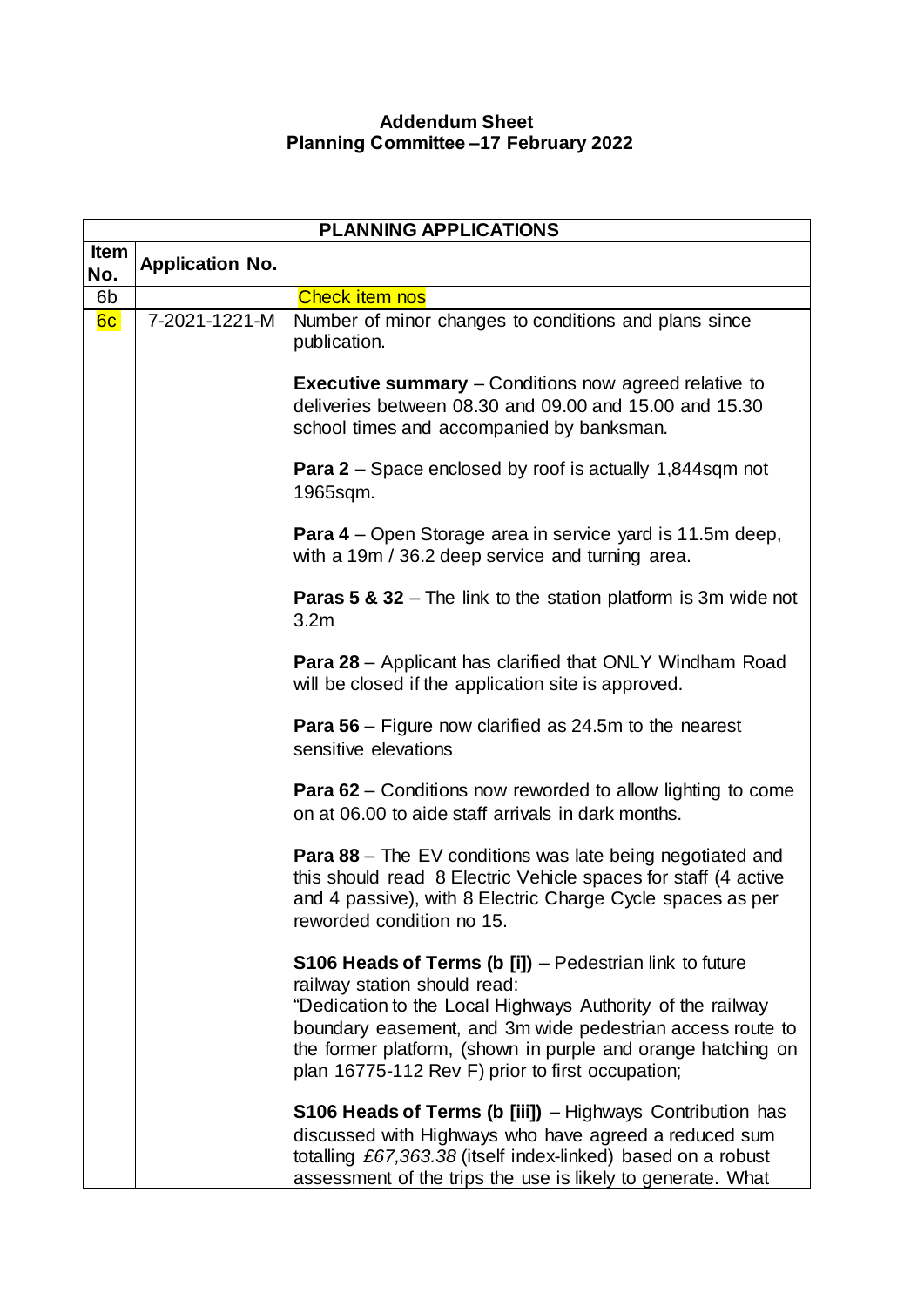**Addendum Sheet**
**Planning Committee –17 February 2022**

| PLANNING APPLICATIONS | | |
|---|---|---|
| **Item No.** | **Application No.** | |
| 6b | | Check item nos |
| 6c | 7-2021-1221-M | Number of minor changes to conditions and plans since publication.<br><br>**Executive summary** – Conditions now agreed relative to deliveries between 08.30 and 09.00 and 15.00 and 15.30 school times and accompanied by banksman.<br><br>**Para 2** – Space enclosed by roof is actually 1,844sqm not 1965sqm.<br><br>**Para 4** – Open Storage area in service yard is 11.5m deep, with a 19m / 36.2 deep service and turning area.<br><br>**Paras 5 & 32** – The link to the station platform is 3m wide not 3.2m<br><br>**Para 28** – Applicant has clarified that ONLY Windham Road will be closed if the application site is approved.<br><br>**Para 56** – Figure now clarified as 24.5m to the nearest sensitive elevations<br><br>**Para 62** – Conditions now reworded to allow lighting to come on at 06.00 to aide staff arrivals in dark months.<br><br>**Para 88** – The EV conditions was late being negotiated and this should read 8 Electric Vehicle spaces for staff (4 active and 4 passive), with 8 Electric Charge Cycle spaces as per reworded condition no 15.<br><br>**S106 Heads of Terms (b [i])** – Pedestrian link to future railway station should read:<br>"Dedication to the Local Highways Authority of the railway boundary easement, and 3m wide pedestrian access route to the former platform, (shown in purple and orange hatching on plan 16775-112 Rev F) prior to first occupation;<br><br>**S106 Heads of Terms (b [iii])** – Highways Contribution has discussed with Highways who have agreed a reduced sum totalling *£67,363.38* (itself index-linked) based on a robust assessment of the trips the use is likely to generate. What |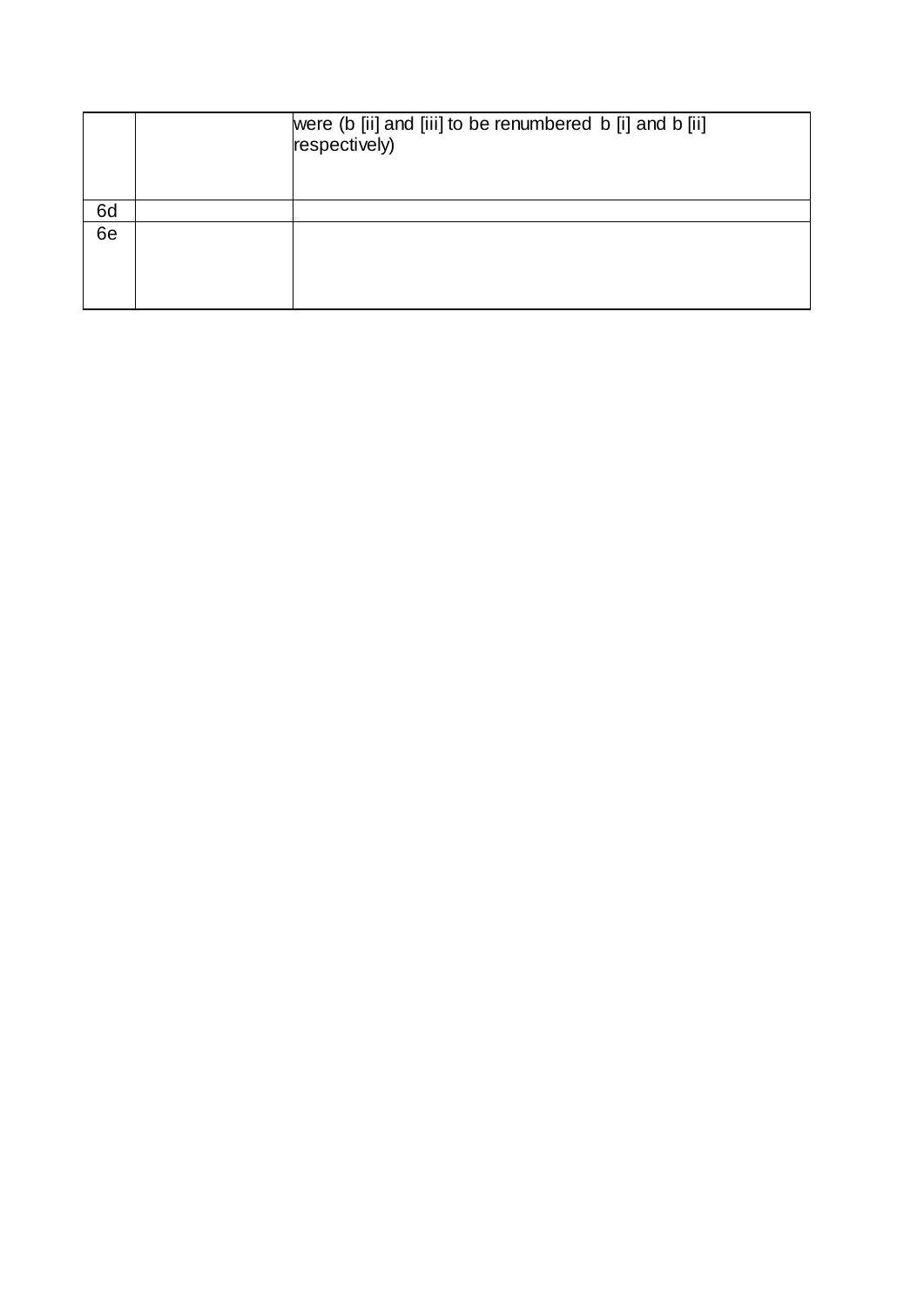| | | |
|---|---|---|
| | | were (b [ii] and [iii] to be renumbered b [i] and b [ii] respectively) |
| 6d | | |
| 6e | | |